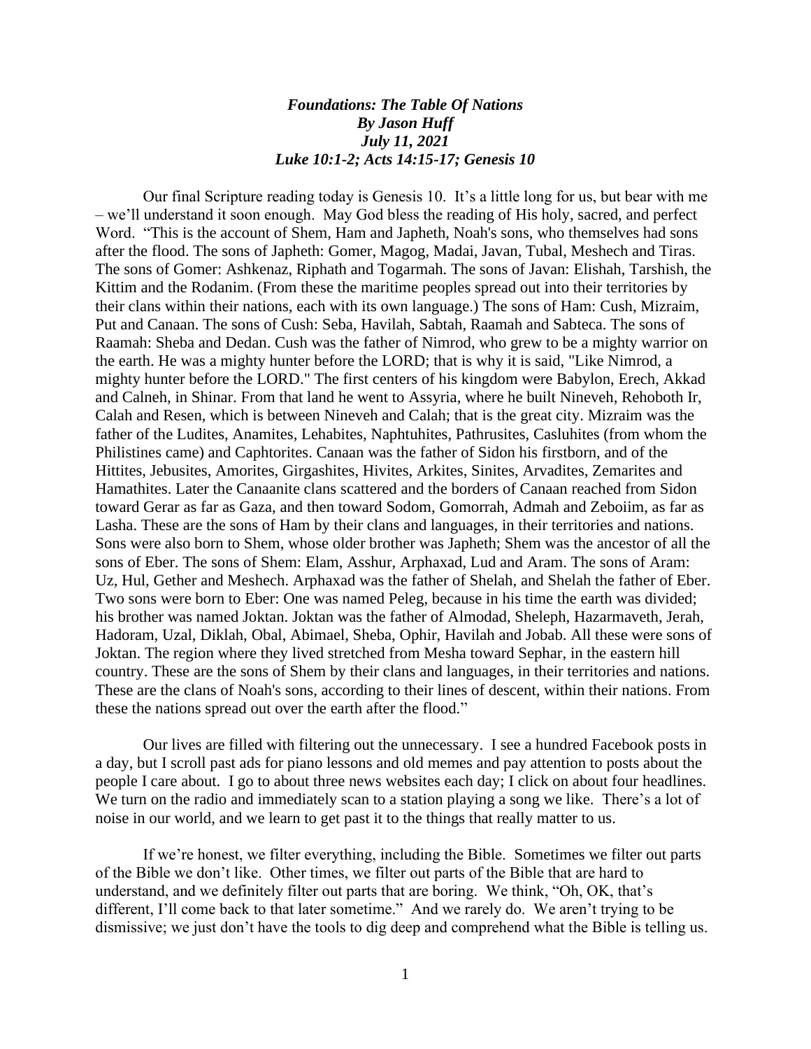***Foundations: The Table Of Nations***
***By Jason Huff***
***July 11, 2021***
***Luke 10:1-2; Acts 14:15-17; Genesis 10***

Our final Scripture reading today is Genesis 10. It's a little long for us, but bear with me – we'll understand it soon enough. May God bless the reading of His holy, sacred, and perfect Word. "This is the account of Shem, Ham and Japheth, Noah's sons, who themselves had sons after the flood. The sons of Japheth: Gomer, Magog, Madai, Javan, Tubal, Meshech and Tiras. The sons of Gomer: Ashkenaz, Riphath and Togarmah. The sons of Javan: Elishah, Tarshish, the Kittim and the Rodanim. (From these the maritime peoples spread out into their territories by their clans within their nations, each with its own language.) The sons of Ham: Cush, Mizraim, Put and Canaan. The sons of Cush: Seba, Havilah, Sabtah, Raamah and Sabteca. The sons of Raamah: Sheba and Dedan. Cush was the father of Nimrod, who grew to be a mighty warrior on the earth. He was a mighty hunter before the LORD; that is why it is said, "Like Nimrod, a mighty hunter before the LORD." The first centers of his kingdom were Babylon, Erech, Akkad and Calneh, in Shinar. From that land he went to Assyria, where he built Nineveh, Rehoboth Ir, Calah and Resen, which is between Nineveh and Calah; that is the great city. Mizraim was the father of the Ludites, Anamites, Lehabites, Naphtuhites, Pathrusites, Casluhites (from whom the Philistines came) and Caphtorites. Canaan was the father of Sidon his firstborn, and of the Hittites, Jebusites, Amorites, Girgashites, Hivites, Arkites, Sinites, Arvadites, Zemarites and Hamathites. Later the Canaanite clans scattered and the borders of Canaan reached from Sidon toward Gerar as far as Gaza, and then toward Sodom, Gomorrah, Admah and Zeboiim, as far as Lasha. These are the sons of Ham by their clans and languages, in their territories and nations. Sons were also born to Shem, whose older brother was Japheth; Shem was the ancestor of all the sons of Eber. The sons of Shem: Elam, Asshur, Arphaxad, Lud and Aram. The sons of Aram: Uz, Hul, Gether and Meshech. Arphaxad was the father of Shelah, and Shelah the father of Eber. Two sons were born to Eber: One was named Peleg, because in his time the earth was divided; his brother was named Joktan. Joktan was the father of Almodad, Sheleph, Hazarmaveth, Jerah, Hadoram, Uzal, Diklah, Obal, Abimael, Sheba, Ophir, Havilah and Jobab. All these were sons of Joktan. The region where they lived stretched from Mesha toward Sephar, in the eastern hill country. These are the sons of Shem by their clans and languages, in their territories and nations. These are the clans of Noah's sons, according to their lines of descent, within their nations. From these the nations spread out over the earth after the flood."

Our lives are filled with filtering out the unnecessary. I see a hundred Facebook posts in a day, but I scroll past ads for piano lessons and old memes and pay attention to posts about the people I care about. I go to about three news websites each day; I click on about four headlines. We turn on the radio and immediately scan to a station playing a song we like. There's a lot of noise in our world, and we learn to get past it to the things that really matter to us.

If we're honest, we filter everything, including the Bible. Sometimes we filter out parts of the Bible we don't like. Other times, we filter out parts of the Bible that are hard to understand, and we definitely filter out parts that are boring. We think, "Oh, OK, that's different, I'll come back to that later sometime." And we rarely do. We aren't trying to be dismissive; we just don't have the tools to dig deep and comprehend what the Bible is telling us.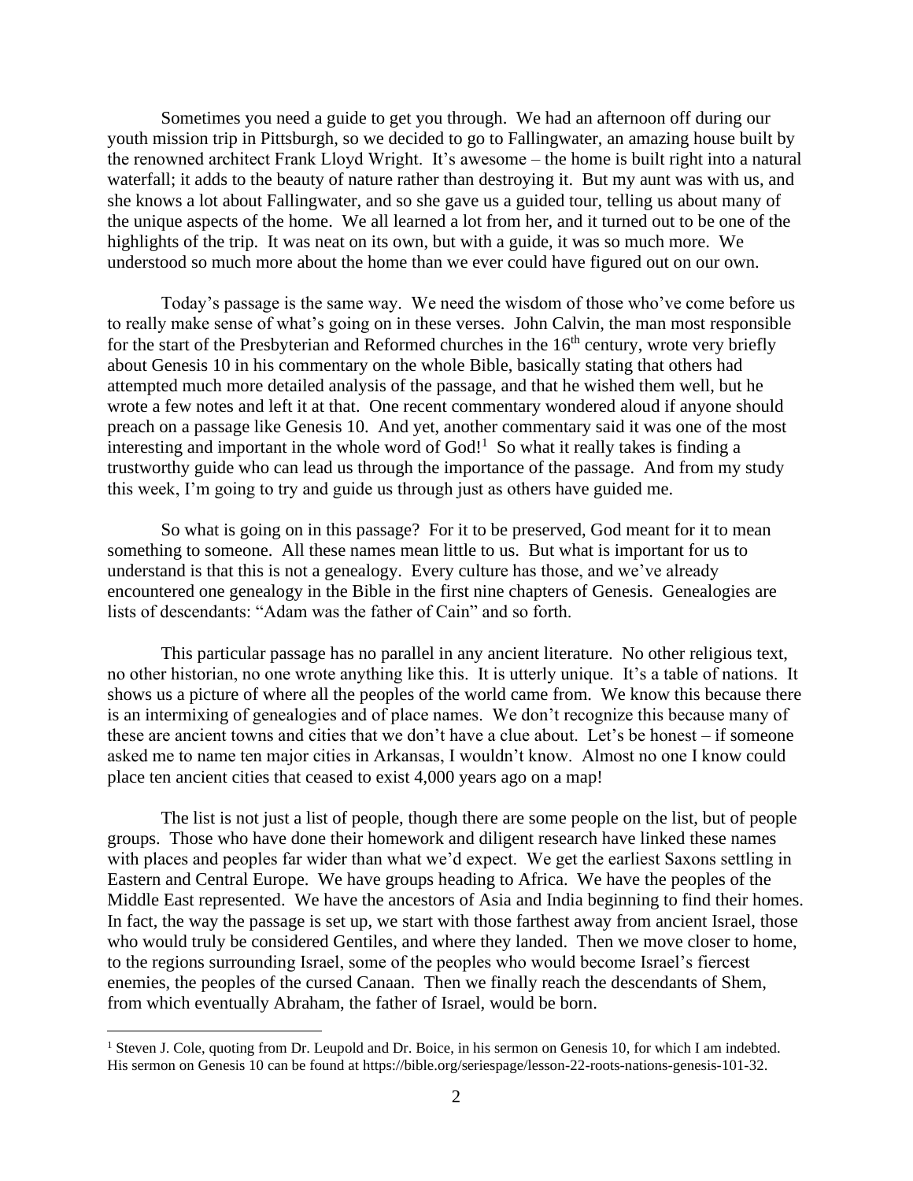Sometimes you need a guide to get you through. We had an afternoon off during our youth mission trip in Pittsburgh, so we decided to go to Fallingwater, an amazing house built by the renowned architect Frank Lloyd Wright. It's awesome – the home is built right into a natural waterfall; it adds to the beauty of nature rather than destroying it. But my aunt was with us, and she knows a lot about Fallingwater, and so she gave us a guided tour, telling us about many of the unique aspects of the home. We all learned a lot from her, and it turned out to be one of the highlights of the trip. It was neat on its own, but with a guide, it was so much more. We understood so much more about the home than we ever could have figured out on our own.

Today's passage is the same way. We need the wisdom of those who've come before us to really make sense of what's going on in these verses. John Calvin, the man most responsible for the start of the Presbyterian and Reformed churches in the 16th century, wrote very briefly about Genesis 10 in his commentary on the whole Bible, basically stating that others had attempted much more detailed analysis of the passage, and that he wished them well, but he wrote a few notes and left it at that. One recent commentary wondered aloud if anyone should preach on a passage like Genesis 10. And yet, another commentary said it was one of the most interesting and important in the whole word of God![1] So what it really takes is finding a trustworthy guide who can lead us through the importance of the passage. And from my study this week, I'm going to try and guide us through just as others have guided me.

So what is going on in this passage? For it to be preserved, God meant for it to mean something to someone. All these names mean little to us. But what is important for us to understand is that this is not a genealogy. Every culture has those, and we've already encountered one genealogy in the Bible in the first nine chapters of Genesis. Genealogies are lists of descendants: "Adam was the father of Cain" and so forth.

This particular passage has no parallel in any ancient literature. No other religious text, no other historian, no one wrote anything like this. It is utterly unique. It's a table of nations. It shows us a picture of where all the peoples of the world came from. We know this because there is an intermixing of genealogies and of place names. We don't recognize this because many of these are ancient towns and cities that we don't have a clue about. Let's be honest – if someone asked me to name ten major cities in Arkansas, I wouldn't know. Almost no one I know could place ten ancient cities that ceased to exist 4,000 years ago on a map!

The list is not just a list of people, though there are some people on the list, but of people groups. Those who have done their homework and diligent research have linked these names with places and peoples far wider than what we'd expect. We get the earliest Saxons settling in Eastern and Central Europe. We have groups heading to Africa. We have the peoples of the Middle East represented. We have the ancestors of Asia and India beginning to find their homes. In fact, the way the passage is set up, we start with those farthest away from ancient Israel, those who would truly be considered Gentiles, and where they landed. Then we move closer to home, to the regions surrounding Israel, some of the peoples who would become Israel's fiercest enemies, the peoples of the cursed Canaan. Then we finally reach the descendants of Shem, from which eventually Abraham, the father of Israel, would be born.

---

[1] Steven J. Cole, quoting from Dr. Leupold and Dr. Boice, in his sermon on Genesis 10, for which I am indebted. His sermon on Genesis 10 can be found at https://bible.org/seriespage/lesson-22-roots-nations-genesis-101-32.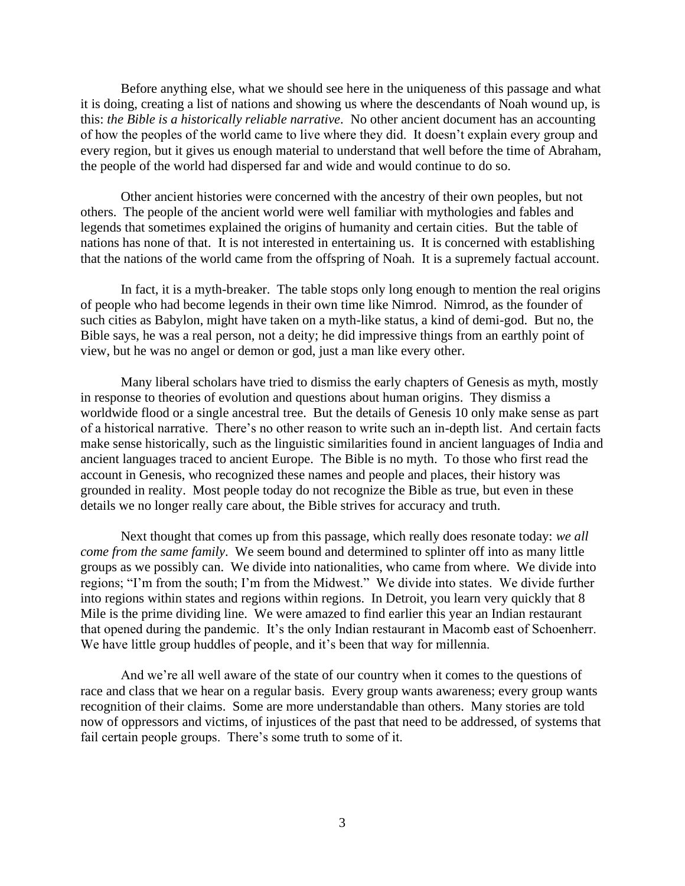Before anything else, what we should see here in the uniqueness of this passage and what it is doing, creating a list of nations and showing us where the descendants of Noah wound up, is this: *the Bible is a historically reliable narrative*. No other ancient document has an accounting of how the peoples of the world came to live where they did. It doesn't explain every group and every region, but it gives us enough material to understand that well before the time of Abraham, the people of the world had dispersed far and wide and would continue to do so.

Other ancient histories were concerned with the ancestry of their own peoples, but not others. The people of the ancient world were well familiar with mythologies and fables and legends that sometimes explained the origins of humanity and certain cities. But the table of nations has none of that. It is not interested in entertaining us. It is concerned with establishing that the nations of the world came from the offspring of Noah. It is a supremely factual account.

In fact, it is a myth-breaker. The table stops only long enough to mention the real origins of people who had become legends in their own time like Nimrod. Nimrod, as the founder of such cities as Babylon, might have taken on a myth-like status, a kind of demi-god. But no, the Bible says, he was a real person, not a deity; he did impressive things from an earthly point of view, but he was no angel or demon or god, just a man like every other.

Many liberal scholars have tried to dismiss the early chapters of Genesis as myth, mostly in response to theories of evolution and questions about human origins. They dismiss a worldwide flood or a single ancestral tree. But the details of Genesis 10 only make sense as part of a historical narrative. There's no other reason to write such an in-depth list. And certain facts make sense historically, such as the linguistic similarities found in ancient languages of India and ancient languages traced to ancient Europe. The Bible is no myth. To those who first read the account in Genesis, who recognized these names and people and places, their history was grounded in reality. Most people today do not recognize the Bible as true, but even in these details we no longer really care about, the Bible strives for accuracy and truth.

Next thought that comes up from this passage, which really does resonate today: *we all come from the same family*. We seem bound and determined to splinter off into as many little groups as we possibly can. We divide into nationalities, who came from where. We divide into regions; "I'm from the south; I'm from the Midwest." We divide into states. We divide further into regions within states and regions within regions. In Detroit, you learn very quickly that 8 Mile is the prime dividing line. We were amazed to find earlier this year an Indian restaurant that opened during the pandemic. It's the only Indian restaurant in Macomb east of Schoenherr. We have little group huddles of people, and it's been that way for millennia.

And we're all well aware of the state of our country when it comes to the questions of race and class that we hear on a regular basis. Every group wants awareness; every group wants recognition of their claims. Some are more understandable than others. Many stories are told now of oppressors and victims, of injustices of the past that need to be addressed, of systems that fail certain people groups. There's some truth to some of it.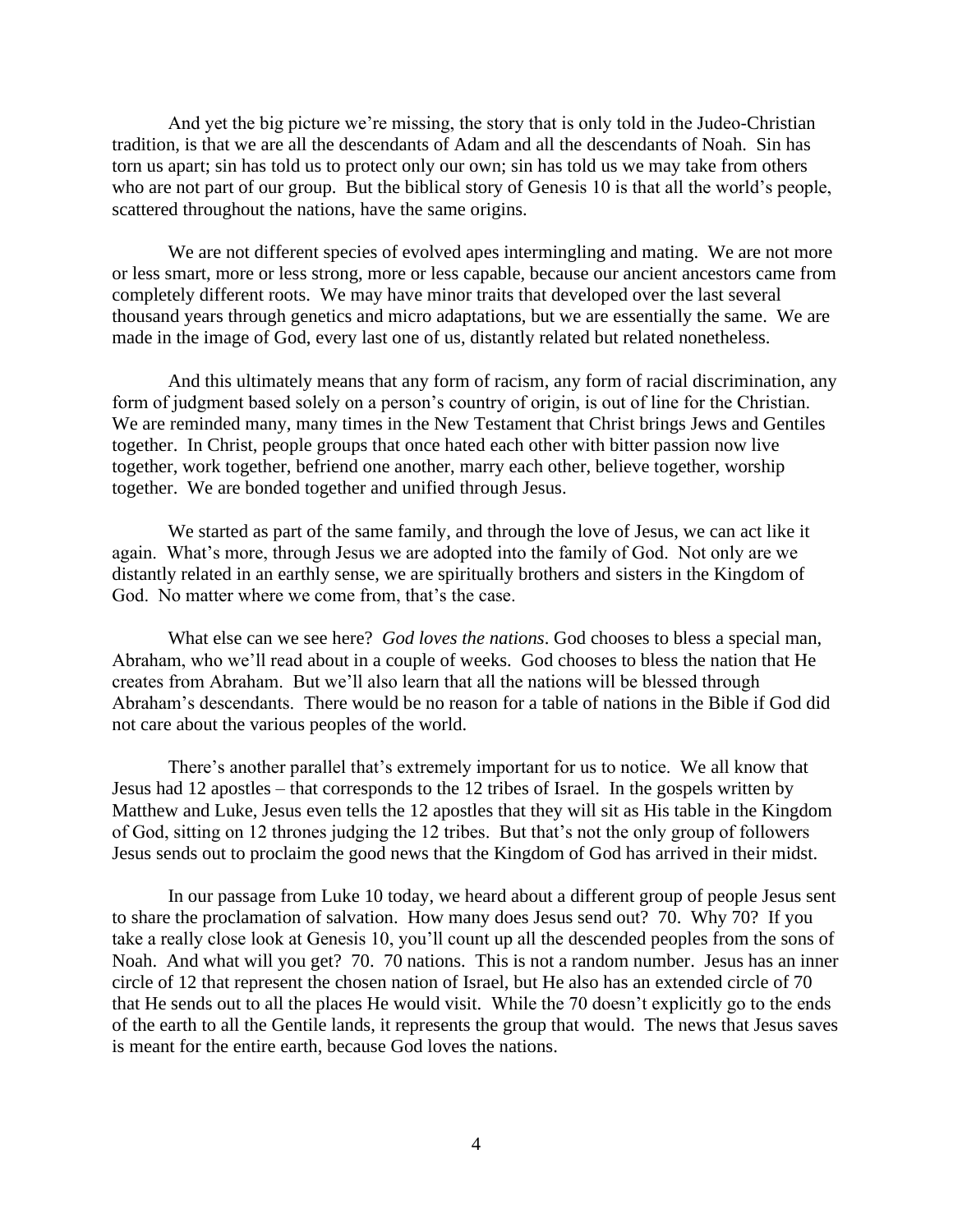And yet the big picture we're missing, the story that is only told in the Judeo-Christian tradition, is that we are all the descendants of Adam and all the descendants of Noah. Sin has torn us apart; sin has told us to protect only our own; sin has told us we may take from others who are not part of our group. But the biblical story of Genesis 10 is that all the world's people, scattered throughout the nations, have the same origins.

We are not different species of evolved apes intermingling and mating. We are not more or less smart, more or less strong, more or less capable, because our ancient ancestors came from completely different roots. We may have minor traits that developed over the last several thousand years through genetics and micro adaptations, but we are essentially the same. We are made in the image of God, every last one of us, distantly related but related nonetheless.

And this ultimately means that any form of racism, any form of racial discrimination, any form of judgment based solely on a person's country of origin, is out of line for the Christian. We are reminded many, many times in the New Testament that Christ brings Jews and Gentiles together. In Christ, people groups that once hated each other with bitter passion now live together, work together, befriend one another, marry each other, believe together, worship together. We are bonded together and unified through Jesus.

We started as part of the same family, and through the love of Jesus, we can act like it again. What's more, through Jesus we are adopted into the family of God. Not only are we distantly related in an earthly sense, we are spiritually brothers and sisters in the Kingdom of God. No matter where we come from, that's the case.

What else can we see here? *God loves the nations*. God chooses to bless a special man, Abraham, who we'll read about in a couple of weeks. God chooses to bless the nation that He creates from Abraham. But we'll also learn that all the nations will be blessed through Abraham's descendants. There would be no reason for a table of nations in the Bible if God did not care about the various peoples of the world.

There's another parallel that's extremely important for us to notice. We all know that Jesus had 12 apostles – that corresponds to the 12 tribes of Israel. In the gospels written by Matthew and Luke, Jesus even tells the 12 apostles that they will sit as His table in the Kingdom of God, sitting on 12 thrones judging the 12 tribes. But that's not the only group of followers Jesus sends out to proclaim the good news that the Kingdom of God has arrived in their midst.

In our passage from Luke 10 today, we heard about a different group of people Jesus sent to share the proclamation of salvation. How many does Jesus send out? 70. Why 70? If you take a really close look at Genesis 10, you'll count up all the descended peoples from the sons of Noah. And what will you get? 70. 70 nations. This is not a random number. Jesus has an inner circle of 12 that represent the chosen nation of Israel, but He also has an extended circle of 70 that He sends out to all the places He would visit. While the 70 doesn't explicitly go to the ends of the earth to all the Gentile lands, it represents the group that would. The news that Jesus saves is meant for the entire earth, because God loves the nations.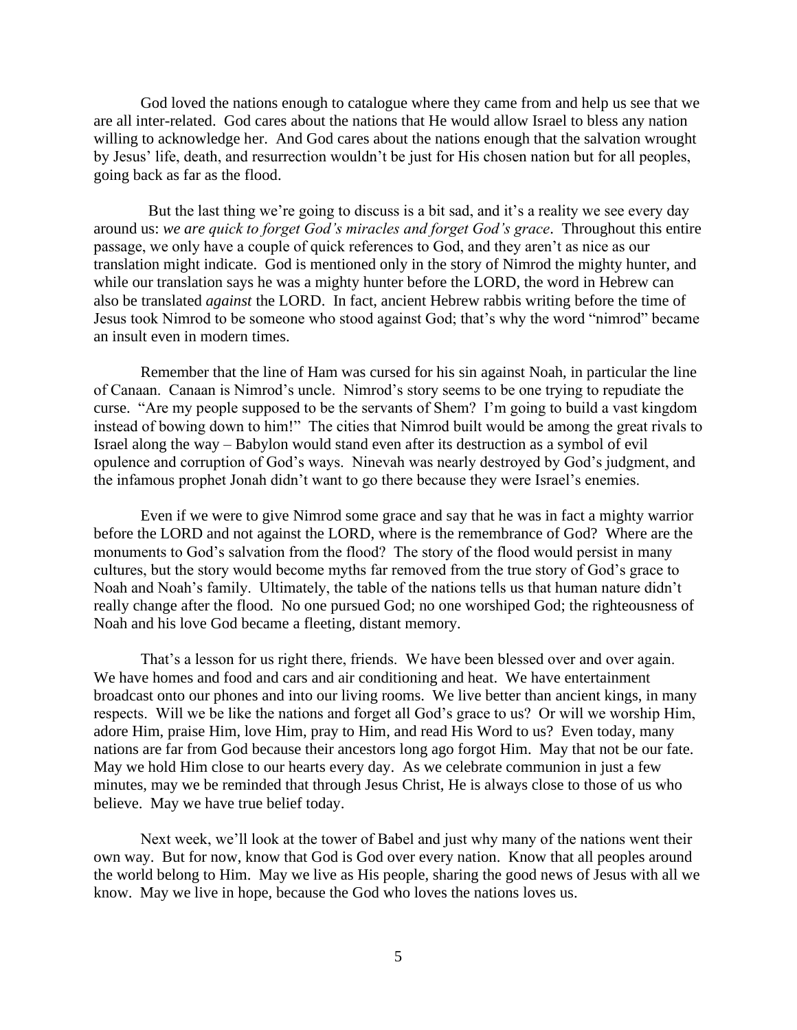God loved the nations enough to catalogue where they came from and help us see that we are all inter-related. God cares about the nations that He would allow Israel to bless any nation willing to acknowledge her. And God cares about the nations enough that the salvation wrought by Jesus' life, death, and resurrection wouldn't be just for His chosen nation but for all peoples, going back as far as the flood.

But the last thing we're going to discuss is a bit sad, and it's a reality we see every day around us: *we are quick to forget God's miracles and forget God's grace*. Throughout this entire passage, we only have a couple of quick references to God, and they aren't as nice as our translation might indicate. God is mentioned only in the story of Nimrod the mighty hunter, and while our translation says he was a mighty hunter before the LORD, the word in Hebrew can also be translated *against* the LORD. In fact, ancient Hebrew rabbis writing before the time of Jesus took Nimrod to be someone who stood against God; that's why the word "nimrod" became an insult even in modern times.

Remember that the line of Ham was cursed for his sin against Noah, in particular the line of Canaan. Canaan is Nimrod's uncle. Nimrod's story seems to be one trying to repudiate the curse. "Are my people supposed to be the servants of Shem? I'm going to build a vast kingdom instead of bowing down to him!" The cities that Nimrod built would be among the great rivals to Israel along the way – Babylon would stand even after its destruction as a symbol of evil opulence and corruption of God's ways. Ninevah was nearly destroyed by God's judgment, and the infamous prophet Jonah didn't want to go there because they were Israel's enemies.

Even if we were to give Nimrod some grace and say that he was in fact a mighty warrior before the LORD and not against the LORD, where is the remembrance of God? Where are the monuments to God's salvation from the flood? The story of the flood would persist in many cultures, but the story would become myths far removed from the true story of God's grace to Noah and Noah's family. Ultimately, the table of the nations tells us that human nature didn't really change after the flood. No one pursued God; no one worshiped God; the righteousness of Noah and his love God became a fleeting, distant memory.

That's a lesson for us right there, friends. We have been blessed over and over again. We have homes and food and cars and air conditioning and heat. We have entertainment broadcast onto our phones and into our living rooms. We live better than ancient kings, in many respects. Will we be like the nations and forget all God's grace to us? Or will we worship Him, adore Him, praise Him, love Him, pray to Him, and read His Word to us? Even today, many nations are far from God because their ancestors long ago forgot Him. May that not be our fate. May we hold Him close to our hearts every day. As we celebrate communion in just a few minutes, may we be reminded that through Jesus Christ, He is always close to those of us who believe. May we have true belief today.

Next week, we'll look at the tower of Babel and just why many of the nations went their own way. But for now, know that God is God over every nation. Know that all peoples around the world belong to Him. May we live as His people, sharing the good news of Jesus with all we know. May we live in hope, because the God who loves the nations loves us.